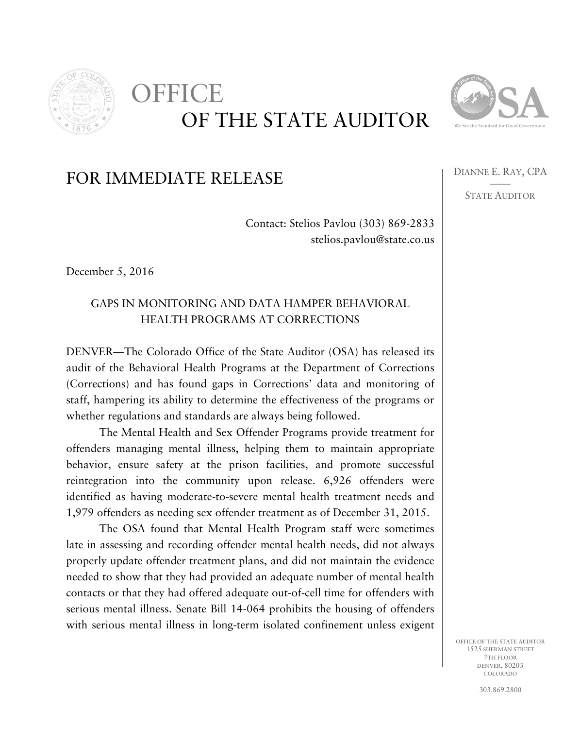# OFFICE OF THE STATE AUDITOR

DIANNE E. RAY, CPA

STATE AUDITOR

## FOR IMMEDIATE RELEASE

Contact: Stelios Pavlou (303) 869-2833
stelios.pavlou@state.co.us

December 5, 2016

### GAPS IN MONITORING AND DATA HAMPER BEHAVIORAL HEALTH PROGRAMS AT CORRECTIONS

DENVER—The Colorado Office of the State Auditor (OSA) has released its audit of the Behavioral Health Programs at the Department of Corrections (Corrections) and has found gaps in Corrections' data and monitoring of staff, hampering its ability to determine the effectiveness of the programs or whether regulations and standards are always being followed.

The Mental Health and Sex Offender Programs provide treatment for offenders managing mental illness, helping them to maintain appropriate behavior, ensure safety at the prison facilities, and promote successful reintegration into the community upon release. 6,926 offenders were identified as having moderate-to-severe mental health treatment needs and 1,979 offenders as needing sex offender treatment as of December 31, 2015.

The OSA found that Mental Health Program staff were sometimes late in assessing and recording offender mental health needs, did not always properly update offender treatment plans, and did not maintain the evidence needed to show that they had provided an adequate number of mental health contacts or that they had offered adequate out-of-cell time for offenders with serious mental illness. Senate Bill 14-064 prohibits the housing of offenders with serious mental illness in long-term isolated confinement unless exigent

OFFICE OF THE STATE AUDITOR
1525 SHERMAN STREET
7TH FLOOR
DENVER, 80203
COLORADO

303.869.2800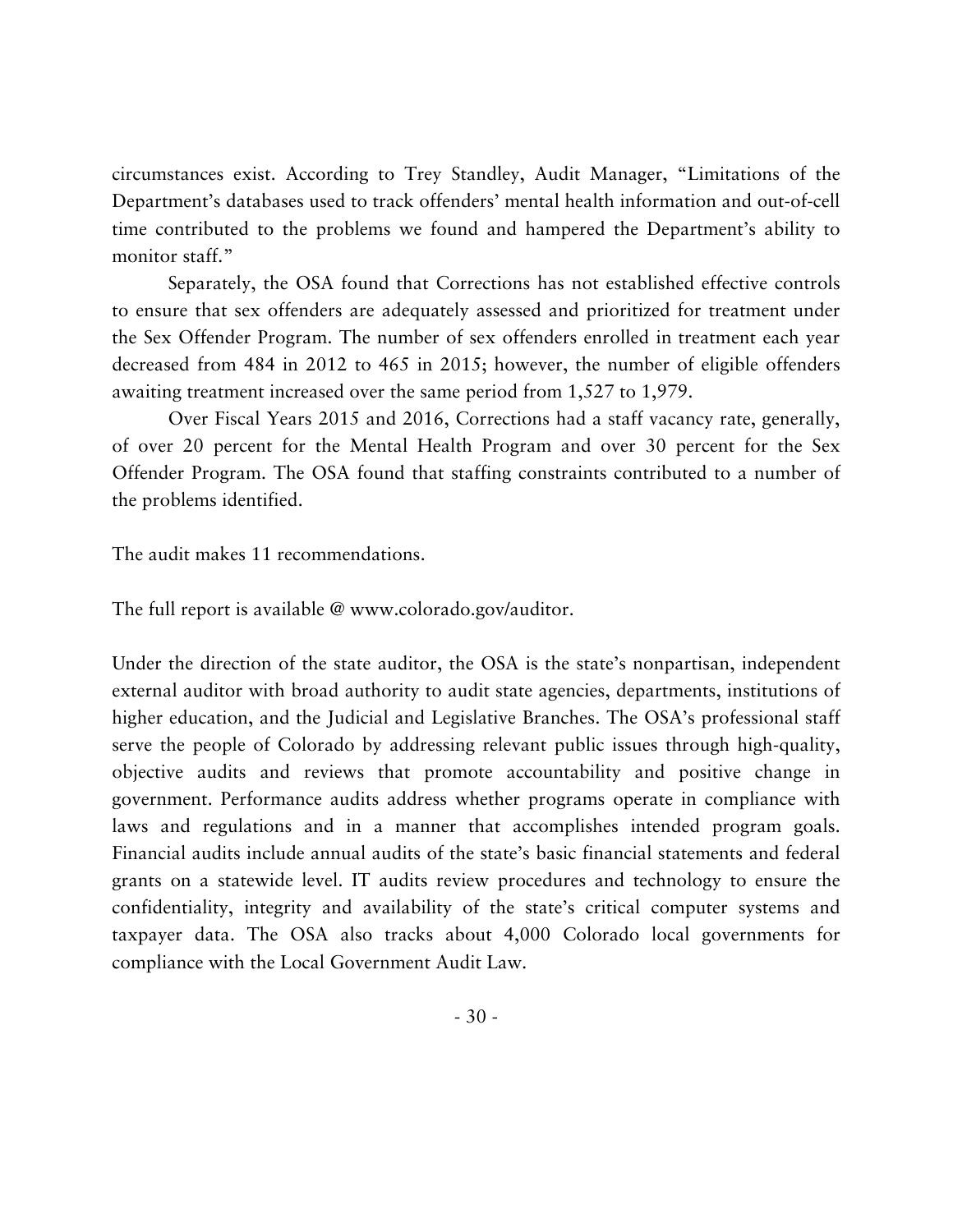circumstances exist. According to Trey Standley, Audit Manager, "Limitations of the Department's databases used to track offenders' mental health information and out-of-cell time contributed to the problems we found and hampered the Department's ability to monitor staff."

Separately, the OSA found that Corrections has not established effective controls to ensure that sex offenders are adequately assessed and prioritized for treatment under the Sex Offender Program. The number of sex offenders enrolled in treatment each year decreased from 484 in 2012 to 465 in 2015; however, the number of eligible offenders awaiting treatment increased over the same period from 1,527 to 1,979.

Over Fiscal Years 2015 and 2016, Corrections had a staff vacancy rate, generally, of over 20 percent for the Mental Health Program and over 30 percent for the Sex Offender Program. The OSA found that staffing constraints contributed to a number of the problems identified.

The audit makes 11 recommendations.

The full report is available @ www.colorado.gov/auditor.

Under the direction of the state auditor, the OSA is the state's nonpartisan, independent external auditor with broad authority to audit state agencies, departments, institutions of higher education, and the Judicial and Legislative Branches. The OSA's professional staff serve the people of Colorado by addressing relevant public issues through high-quality, objective audits and reviews that promote accountability and positive change in government. Performance audits address whether programs operate in compliance with laws and regulations and in a manner that accomplishes intended program goals. Financial audits include annual audits of the state's basic financial statements and federal grants on a statewide level. IT audits review procedures and technology to ensure the confidentiality, integrity and availability of the state's critical computer systems and taxpayer data. The OSA also tracks about 4,000 Colorado local governments for compliance with the Local Government Audit Law.